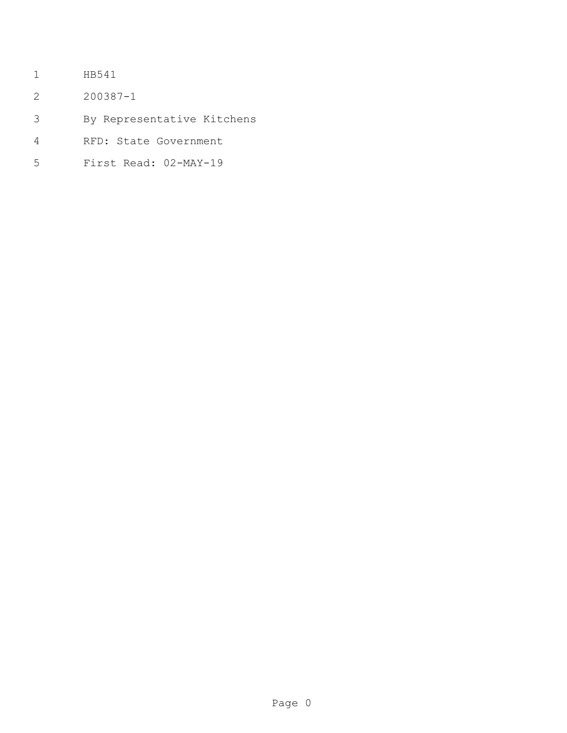HB541

200387-1

By Representative Kitchens

RFD: State Government

First Read: 02-MAY-19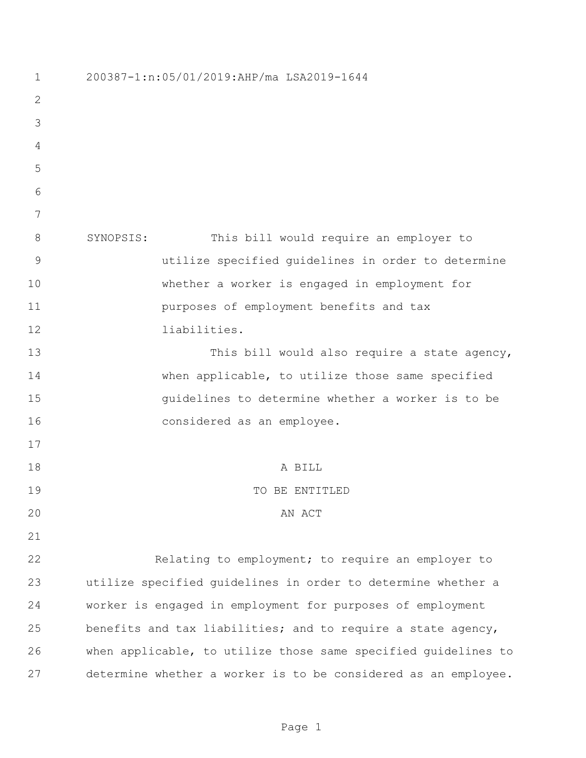200387-1:n:05/01/2019:AHP/ma LSA2019-1644

SYNOPSIS: This bill would require an employer to utilize specified guidelines in order to determine whether a worker is engaged in employment for purposes of employment benefits and tax liabilities.

This bill would also require a state agency, when applicable, to utilize those same specified guidelines to determine whether a worker is to be considered as an employee.

A BILL

TO BE ENTITLED

AN ACT

Relating to employment; to require an employer to utilize specified guidelines in order to determine whether a worker is engaged in employment for purposes of employment benefits and tax liabilities; and to require a state agency, when applicable, to utilize those same specified guidelines to determine whether a worker is to be considered as an employee.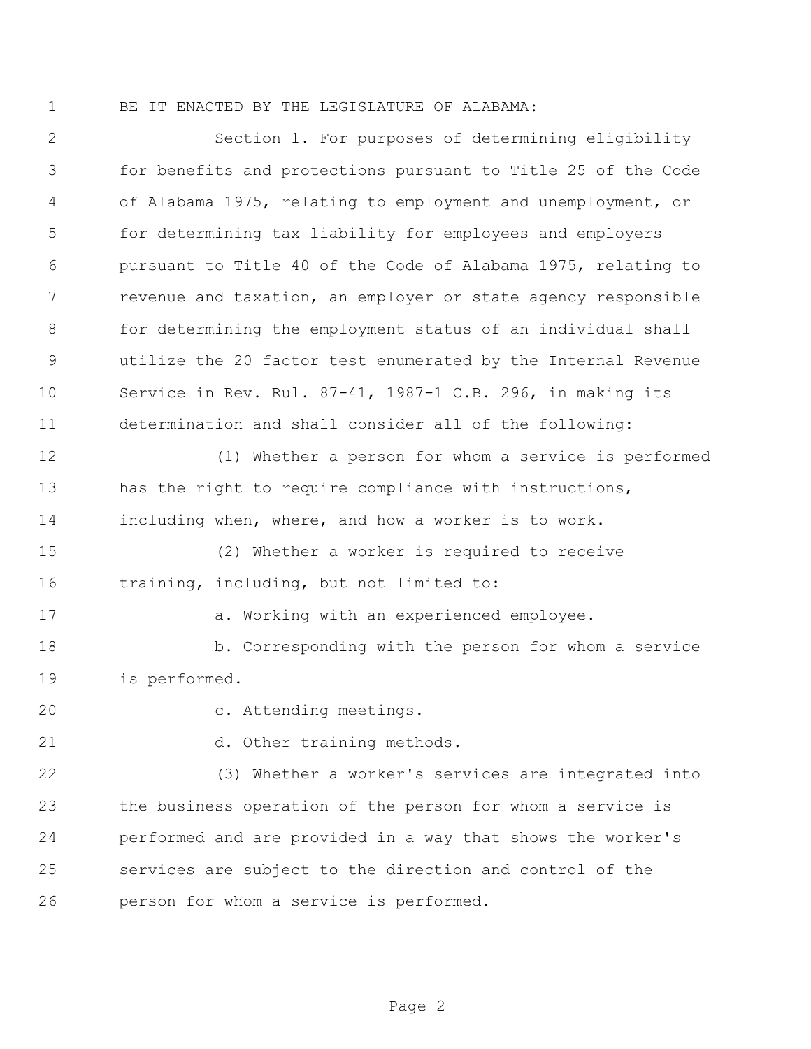BE IT ENACTED BY THE LEGISLATURE OF ALABAMA:

Section 1. For purposes of determining eligibility for benefits and protections pursuant to Title 25 of the Code of Alabama 1975, relating to employment and unemployment, or for determining tax liability for employees and employers pursuant to Title 40 of the Code of Alabama 1975, relating to revenue and taxation, an employer or state agency responsible for determining the employment status of an individual shall utilize the 20 factor test enumerated by the Internal Revenue Service in Rev. Rul. 87-41, 1987-1 C.B. 296, in making its determination and shall consider all of the following:

(1) Whether a person for whom a service is performed has the right to require compliance with instructions, including when, where, and how a worker is to work.

(2) Whether a worker is required to receive training, including, but not limited to:

a. Working with an experienced employee.

b. Corresponding with the person for whom a service is performed.

c. Attending meetings.

d. Other training methods.

(3) Whether a worker's services are integrated into the business operation of the person for whom a service is performed and are provided in a way that shows the worker's services are subject to the direction and control of the person for whom a service is performed.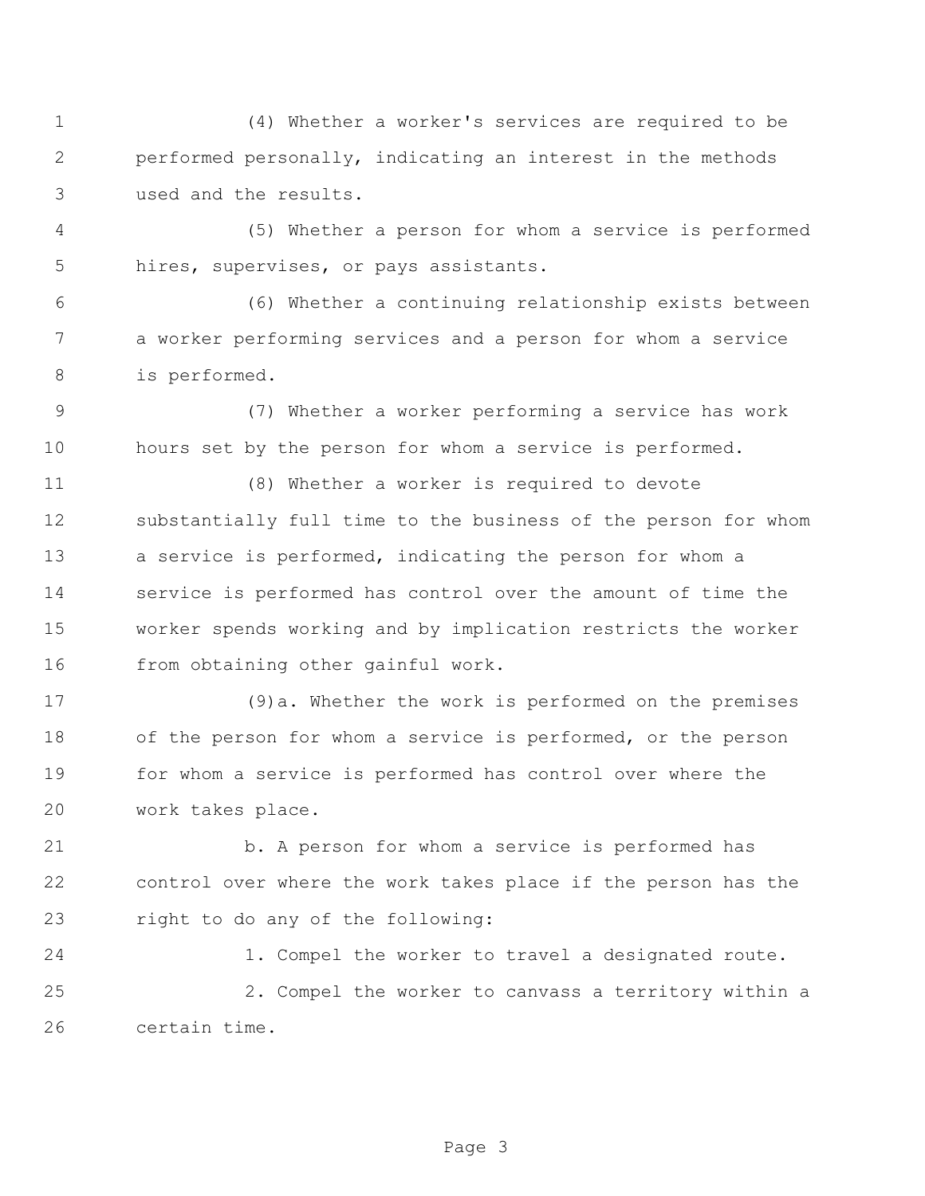(4) Whether a worker's services are required to be performed personally, indicating an interest in the methods used and the results.

(5) Whether a person for whom a service is performed hires, supervises, or pays assistants.

(6) Whether a continuing relationship exists between a worker performing services and a person for whom a service is performed.

(7) Whether a worker performing a service has work hours set by the person for whom a service is performed.

(8) Whether a worker is required to devote substantially full time to the business of the person for whom a service is performed, indicating the person for whom a service is performed has control over the amount of time the worker spends working and by implication restricts the worker from obtaining other gainful work.

(9)a. Whether the work is performed on the premises of the person for whom a service is performed, or the person for whom a service is performed has control over where the work takes place.

b. A person for whom a service is performed has control over where the work takes place if the person has the right to do any of the following:

1. Compel the worker to travel a designated route.

2. Compel the worker to canvass a territory within a certain time.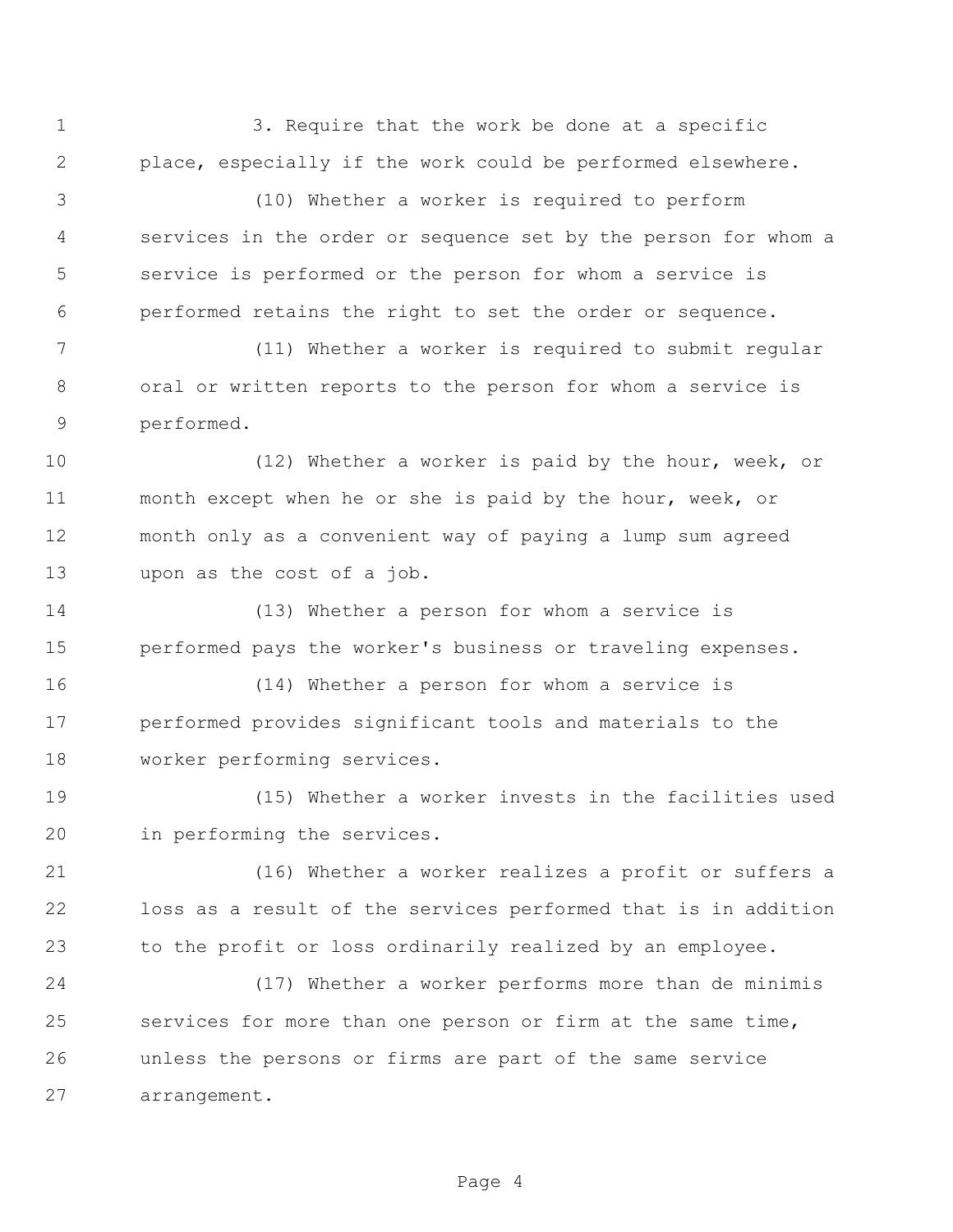3. Require that the work be done at a specific place, especially if the work could be performed elsewhere.

(10) Whether a worker is required to perform services in the order or sequence set by the person for whom a service is performed or the person for whom a service is performed retains the right to set the order or sequence.

(11) Whether a worker is required to submit regular oral or written reports to the person for whom a service is performed.

(12) Whether a worker is paid by the hour, week, or month except when he or she is paid by the hour, week, or month only as a convenient way of paying a lump sum agreed upon as the cost of a job.

(13) Whether a person for whom a service is performed pays the worker's business or traveling expenses.

(14) Whether a person for whom a service is performed provides significant tools and materials to the worker performing services.

(15) Whether a worker invests in the facilities used in performing the services.

(16) Whether a worker realizes a profit or suffers a loss as a result of the services performed that is in addition to the profit or loss ordinarily realized by an employee.

(17) Whether a worker performs more than de minimis services for more than one person or firm at the same time, unless the persons or firms are part of the same service arrangement.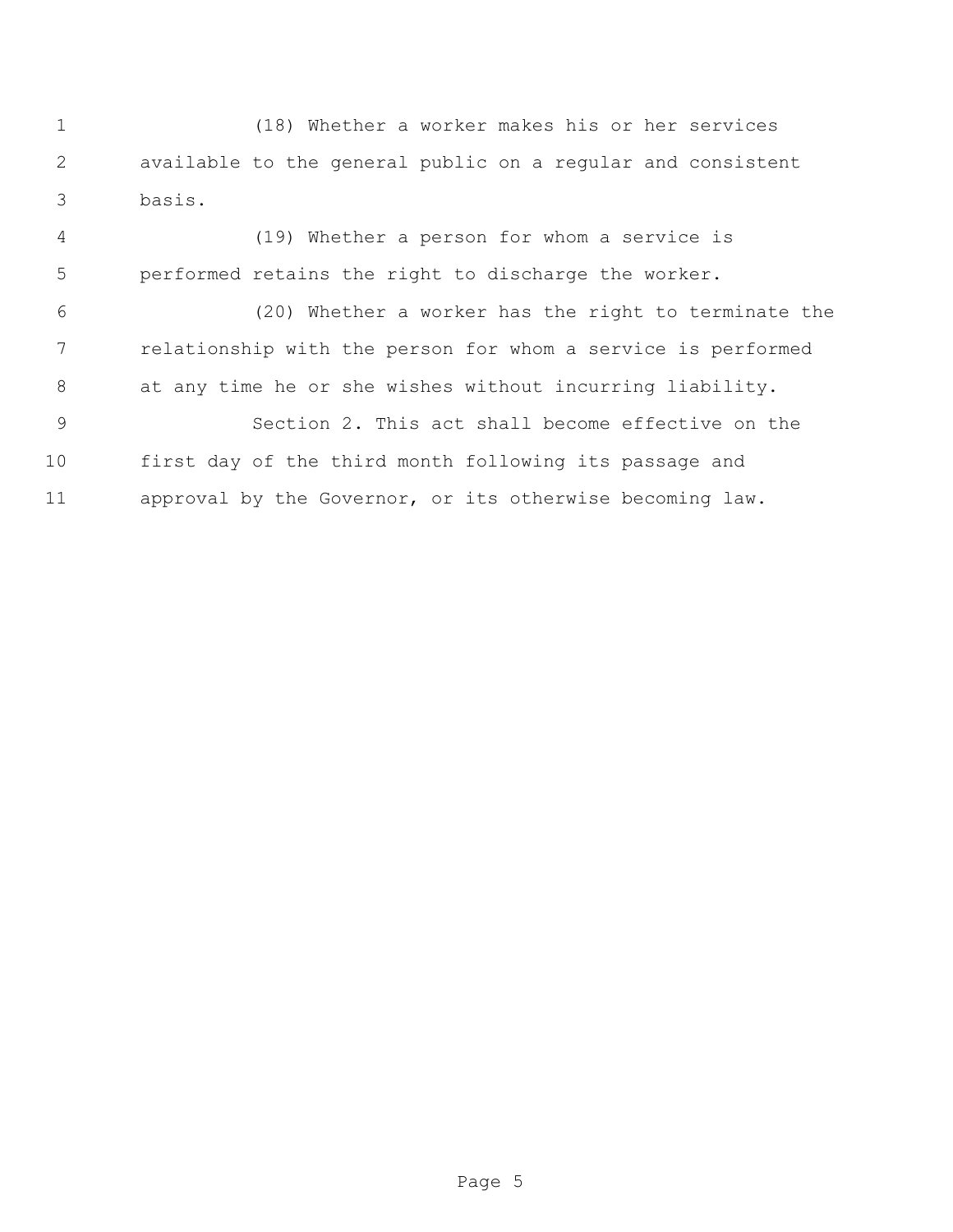(18) Whether a worker makes his or her services available to the general public on a regular and consistent basis.

(19) Whether a person for whom a service is performed retains the right to discharge the worker.

(20) Whether a worker has the right to terminate the relationship with the person for whom a service is performed at any time he or she wishes without incurring liability.

Section 2. This act shall become effective on the first day of the third month following its passage and approval by the Governor, or its otherwise becoming law.